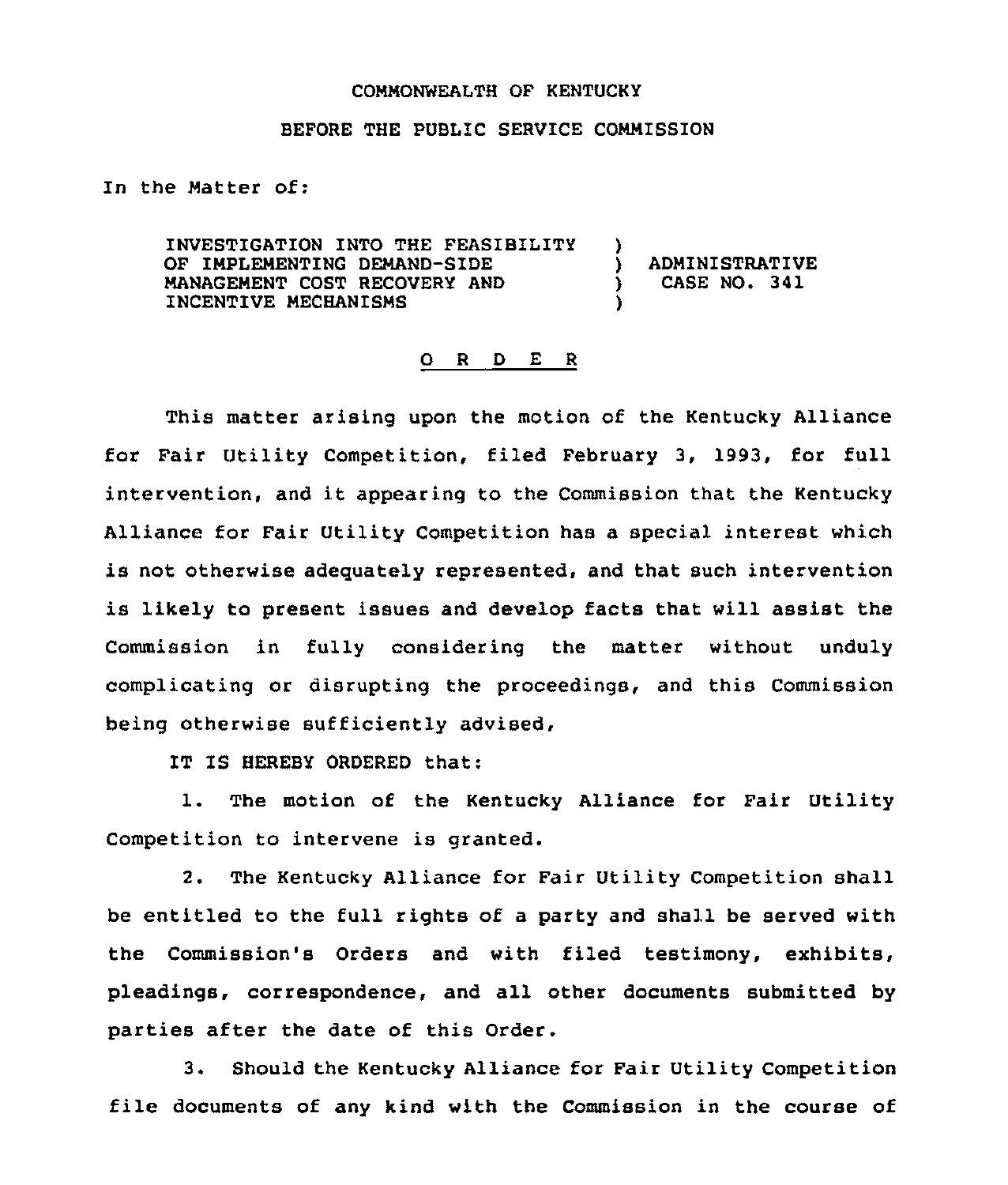COMMONWEALTH OF KENTUCKY

BEFORE THE PUBLIC SERVICE COMMISSION

In the Matter of:

| | | |
|---|---|---|
| INVESTIGATION INTO THE FEASIBILITY OF IMPLEMENTING DEMAND-SIDE MANAGEMENT COST RECOVERY AND INCENTIVE MECHANISMS | ) ) ) ) | ADMINISTRATIVE CASE NO. 341 |

## O R D E R

This matter arising upon the motion of the Kentucky Alliance for Fair Utility Competition, filed February 3, 1993, for full intervention, and it appearing to the Commission that the Kentucky Alliance for Fair Utility Competition has a special interest which is not otherwise adequately represented, and that such intervention is likely to present issues and develop facts that will assist the Commission in fully considering the matter without unduly complicating or disrupting the proceedings, and this Commission being otherwise sufficiently advised,

IT IS HEREBY ORDERED that:

1. The motion of the Kentucky Alliance for Fair Utility Competition to intervene is granted.

2. The Kentucky Alliance for Fair Utility Competition shall be entitled to the full rights of a party and shall be served with the Commission's Orders and with filed testimony, exhibits, pleadings, correspondence, and all other documents submitted by parties after the date of this Order.

3. Should the Kentucky Alliance for Fair Utility Competition file documents of any kind with the Commission in the course of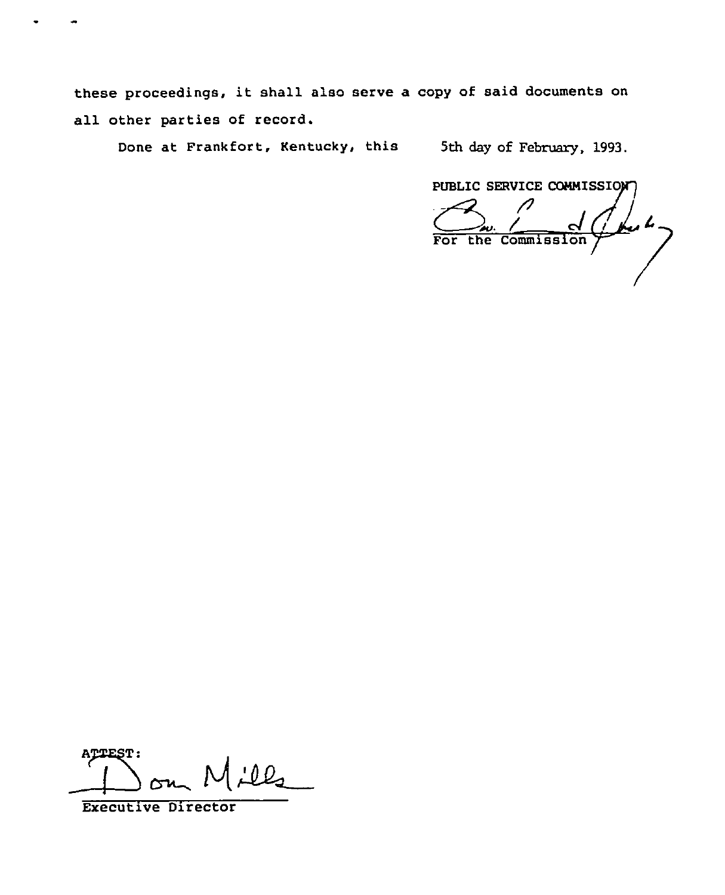these proceedings, it shall also serve a copy of said documents on all other parties of record.

Done at Frankfort, Kentucky, this 5th day of February, 1993.

PUBLIC SERVICE COMMISSION

For the Commission

ATTEST:

Executive Director